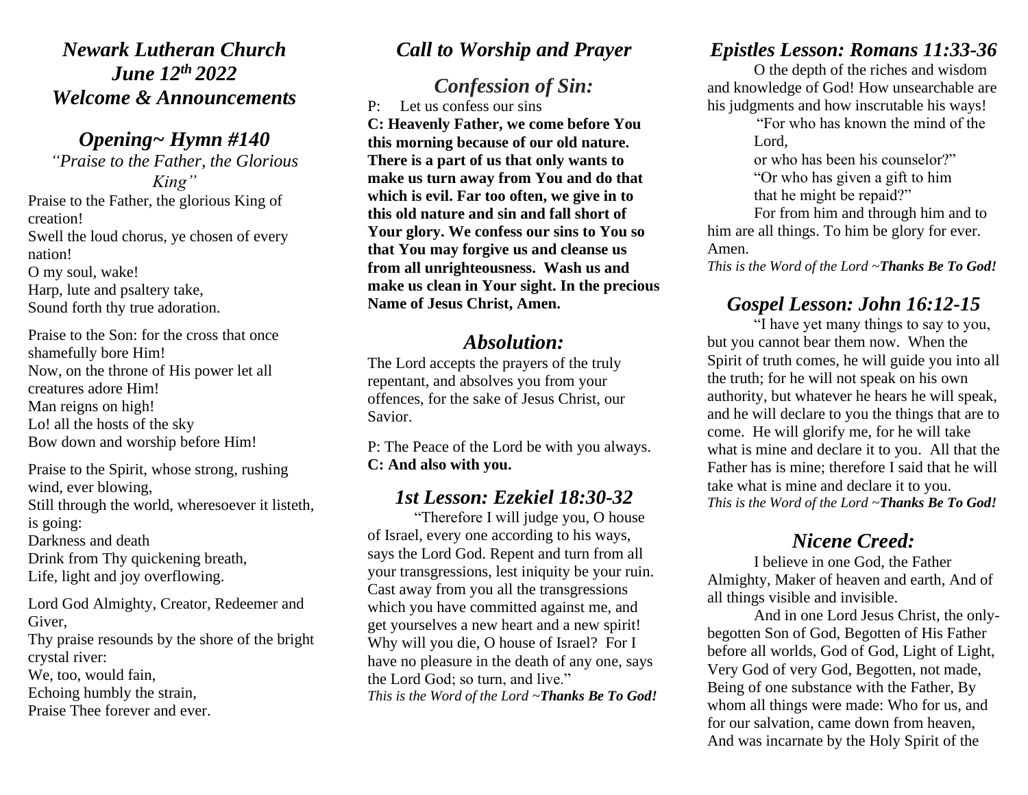# *Newark Lutheran Church*
# *June 12th 2022*
# *Welcome & Announcements*

## *Opening~ Hymn #140*

*"Praise to the Father, the Glorious King"*

Praise to the Father, the glorious King of creation!
Swell the loud chorus, ye chosen of every nation!
O my soul, wake!
Harp, lute and psaltery take,
Sound forth thy true adoration.

Praise to the Son: for the cross that once shamefully bore Him!
Now, on the throne of His power let all creatures adore Him!
Man reigns on high!
Lo! all the hosts of the sky
Bow down and worship before Him!

Praise to the Spirit, whose strong, rushing wind, ever blowing,
Still through the world, wheresoever it listeth, is going:
Darkness and death
Drink from Thy quickening breath,
Life, light and joy overflowing.

Lord God Almighty, Creator, Redeemer and Giver,
Thy praise resounds by the shore of the bright crystal river:
We, too, would fain,
Echoing humbly the strain,
Praise Thee forever and ever.

## *Call to Worship and Prayer*

## *Confession of Sin:*

P: Let us confess our sins

**C: Heavenly Father, we come before You this morning because of our old nature. There is a part of us that only wants to make us turn away from You and do that which is evil. Far too often, we give in to this old nature and sin and fall short of Your glory. We confess our sins to You so that You may forgive us and cleanse us from all unrighteousness. Wash us and make us clean in Your sight. In the precious Name of Jesus Christ, Amen.**

## *Absolution:*

The Lord accepts the prayers of the truly repentant, and absolves you from your offences, for the sake of Jesus Christ, our Savior.

P: The Peace of the Lord be with you always.
**C: And also with you.**

## *1st Lesson: Ezekiel 18:30-32*

"Therefore I will judge you, O house of Israel, every one according to his ways, says the Lord God. Repent and turn from all your transgressions, lest iniquity be your ruin. Cast away from you all the transgressions which you have committed against me, and get yourselves a new heart and a new spirit! Why will you die, O house of Israel? For I have no pleasure in the death of any one, says the Lord God; so turn, and live."

*This is the Word of the Lord ~**Thanks Be To God!***

## *Epistles Lesson: Romans 11:33-36*

O the depth of the riches and wisdom and knowledge of God! How unsearchable are his judgments and how inscrutable his ways!

"For who has known the mind of the Lord,
or who has been his counselor?"
"Or who has given a gift to him
that he might be repaid?"

For from him and through him and to him are all things. To him be glory for ever. Amen.

*This is the Word of the Lord ~**Thanks Be To God!***

## *Gospel Lesson: John 16:12-15*

"I have yet many things to say to you, but you cannot bear them now. When the Spirit of truth comes, he will guide you into all the truth; for he will not speak on his own authority, but whatever he hears he will speak, and he will declare to you the things that are to come. He will glorify me, for he will take what is mine and declare it to you. All that the Father has is mine; therefore I said that he will take what is mine and declare it to you.

*This is the Word of the Lord ~**Thanks Be To God!***

## *Nicene Creed:*

I believe in one God, the Father Almighty, Maker of heaven and earth, And of all things visible and invisible.

And in one Lord Jesus Christ, the only-begotten Son of God, Begotten of His Father before all worlds, God of God, Light of Light, Very God of very God, Begotten, not made, Being of one substance with the Father, By whom all things were made: Who for us, and for our salvation, came down from heaven, And was incarnate by the Holy Spirit of the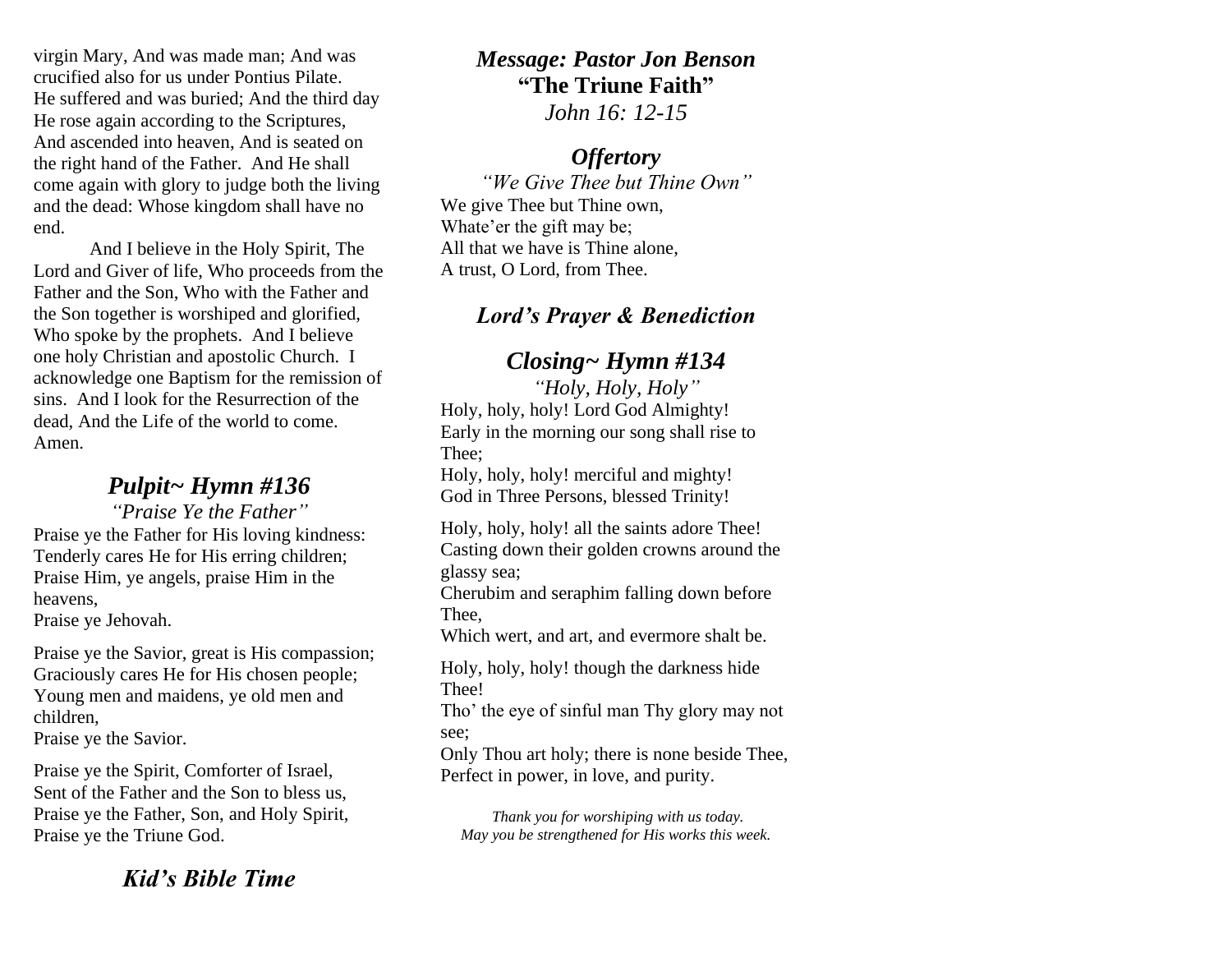virgin Mary, And was made man; And was crucified also for us under Pontius Pilate. He suffered and was buried; And the third day He rose again according to the Scriptures, And ascended into heaven, And is seated on the right hand of the Father. And He shall come again with glory to judge both the living and the dead: Whose kingdom shall have no end.

And I believe in the Holy Spirit, The Lord and Giver of life, Who proceeds from the Father and the Son, Who with the Father and the Son together is worshiped and glorified, Who spoke by the prophets. And I believe one holy Christian and apostolic Church. I acknowledge one Baptism for the remission of sins. And I look for the Resurrection of the dead, And the Life of the world to come. Amen.

## *Pulpit~ Hymn #136*

*"Praise Ye the Father"*

Praise ye the Father for His loving kindness:
Tenderly cares He for His erring children;
Praise Him, ye angels, praise Him in the heavens,
Praise ye Jehovah.

Praise ye the Savior, great is His compassion;
Graciously cares He for His chosen people;
Young men and maidens, ye old men and children,
Praise ye the Savior.

Praise ye the Spirit, Comforter of Israel,
Sent of the Father and the Son to bless us,
Praise ye the Father, Son, and Holy Spirit,
Praise ye the Triune God.

## *Kid's Bible Time*

## *Message: Pastor Jon Benson*

**"The Triune Faith"**

*John 16: 12-15*

## *Offertory*

*"We Give Thee but Thine Own"*

We give Thee but Thine own,
Whate'er the gift may be;
All that we have is Thine alone,
A trust, O Lord, from Thee.

## *Lord's Prayer & Benediction*

## *Closing~ Hymn #134*

*"Holy, Holy, Holy"*

Holy, holy, holy! Lord God Almighty!
Early in the morning our song shall rise to Thee;
Holy, holy, holy! merciful and mighty!
God in Three Persons, blessed Trinity!

Holy, holy, holy! all the saints adore Thee!
Casting down their golden crowns around the glassy sea;
Cherubim and seraphim falling down before Thee,
Which wert, and art, and evermore shalt be.

Holy, holy, holy! though the darkness hide Thee!
Tho' the eye of sinful man Thy glory may not see;
Only Thou art holy; there is none beside Thee,
Perfect in power, in love, and purity.

*Thank you for worshiping with us today.*
*May you be strengthened for His works this week.*